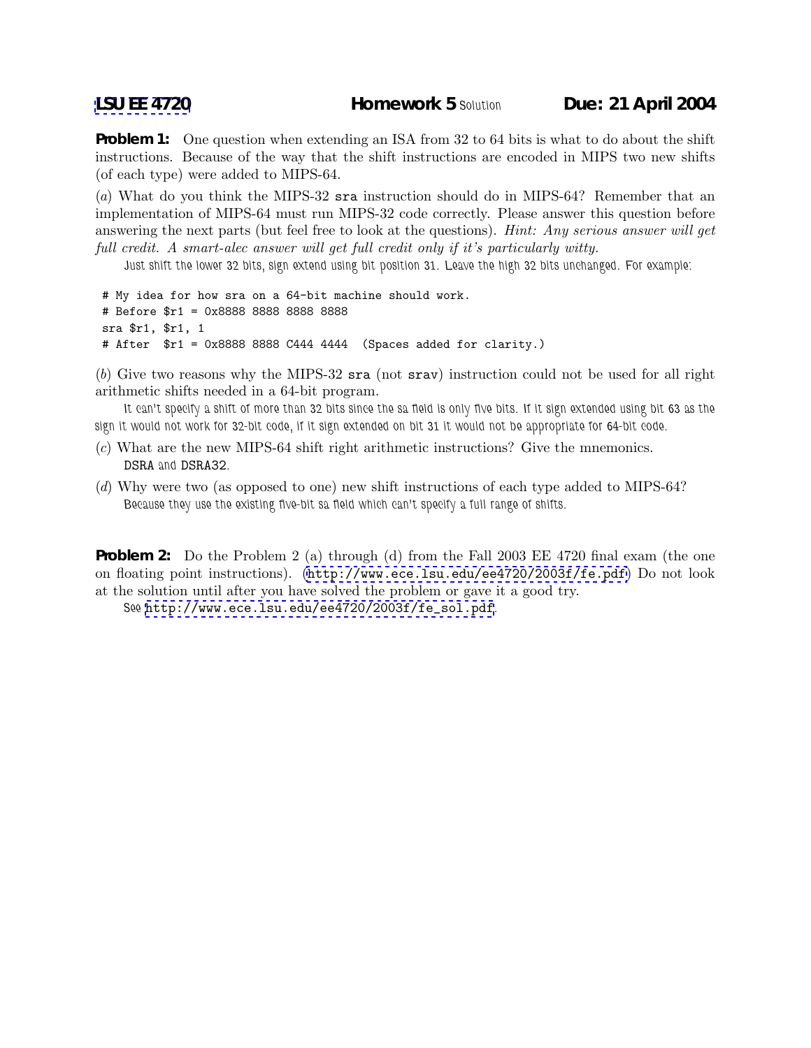**LSU EE 4720** **Homework 5** Solution **Due: 21 April 2004**

**Problem 1:** One question when extending an ISA from 32 to 64 bits is what to do about the shift instructions. Because of the way that the shift instructions are encoded in MIPS two new shifts (of each type) were added to MIPS-64.

(*a*) What do you think the MIPS-32 `sra` instruction should do in MIPS-64? Remember that an implementation of MIPS-64 must run MIPS-32 code correctly. Please answer this question before answering the next parts (but feel free to look at the questions). *Hint: Any serious answer will get full credit. A smart-alec answer will get full credit only if it's particularly witty.*

Just shift the lower 32 bits, sign extend using bit position 31. Leave the high 32 bits unchanged. For example:

```
# My idea for how sra on a 64-bit machine should work.
# Before $r1 = 0x8888 8888 8888 8888
sra $r1, $r1, 1
# After  $r1 = 0x8888 8888 C444 4444  (Spaces added for clarity.)
```

(*b*) Give two reasons why the MIPS-32 `sra` (not `srav`) instruction could not be used for all right arithmetic shifts needed in a 64-bit program.

It can't specify a shift of more than 32 bits since the sa field is only five bits. If it sign extended using bit 63 as the sign it would not work for 32-bit code, if it sign extended on bit 31 it would not be appropriate for 64-bit code.

(*c*) What are the new MIPS-64 shift right arithmetic instructions? Give the mnemonics.

`DSRA` and `DSRA32`.

(*d*) Why were two (as opposed to one) new shift instructions of each type added to MIPS-64?

Because they use the existing five-bit sa field which can't specify a full range of shifts.

**Problem 2:** Do the Problem 2 (a) through (d) from the Fall 2003 EE 4720 final exam (the one on floating point instructions). (http://www.ece.lsu.edu/ee4720/2003f/fe.pdf) Do not look at the solution until after you have solved the problem or gave it a good try.

See http://www.ece.lsu.edu/ee4720/2003f/fe_sol.pdf.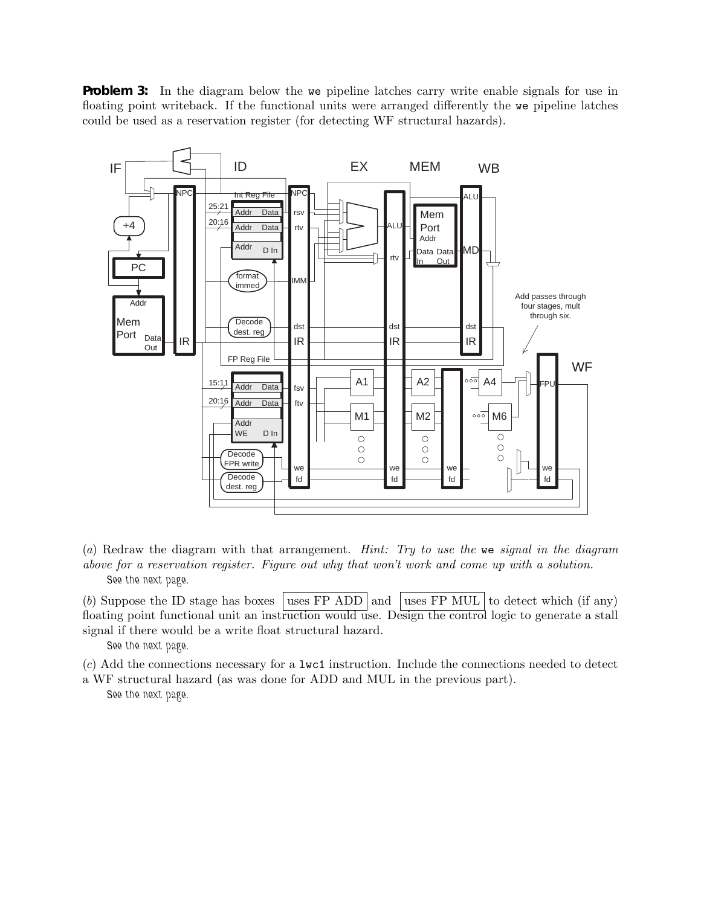**Problem 3:** In the diagram below the `we` pipeline latches carry write enable signals for use in floating point writeback. If the functional units were arranged differently the `we` pipeline latches could be used as a reservation register (for detecting WF structural hazards).

(*a*) Redraw the diagram with that arrangement. *Hint: Try to use the* `we` *signal in the diagram above for a reservation register. Figure out why that won't work and come up with a solution.*

See the next page.

(*b*) Suppose the ID stage has boxes uses FP ADD and uses FP MUL to detect which (if any) floating point functional unit an instruction would use. Design the control logic to generate a stall signal if there would be a write float structural hazard.

See the next page.

(*c*) Add the connections necessary for a `lwc1` instruction. Include the connections needed to detect a WF structural hazard (as was done for ADD and MUL in the previous part).

See the next page.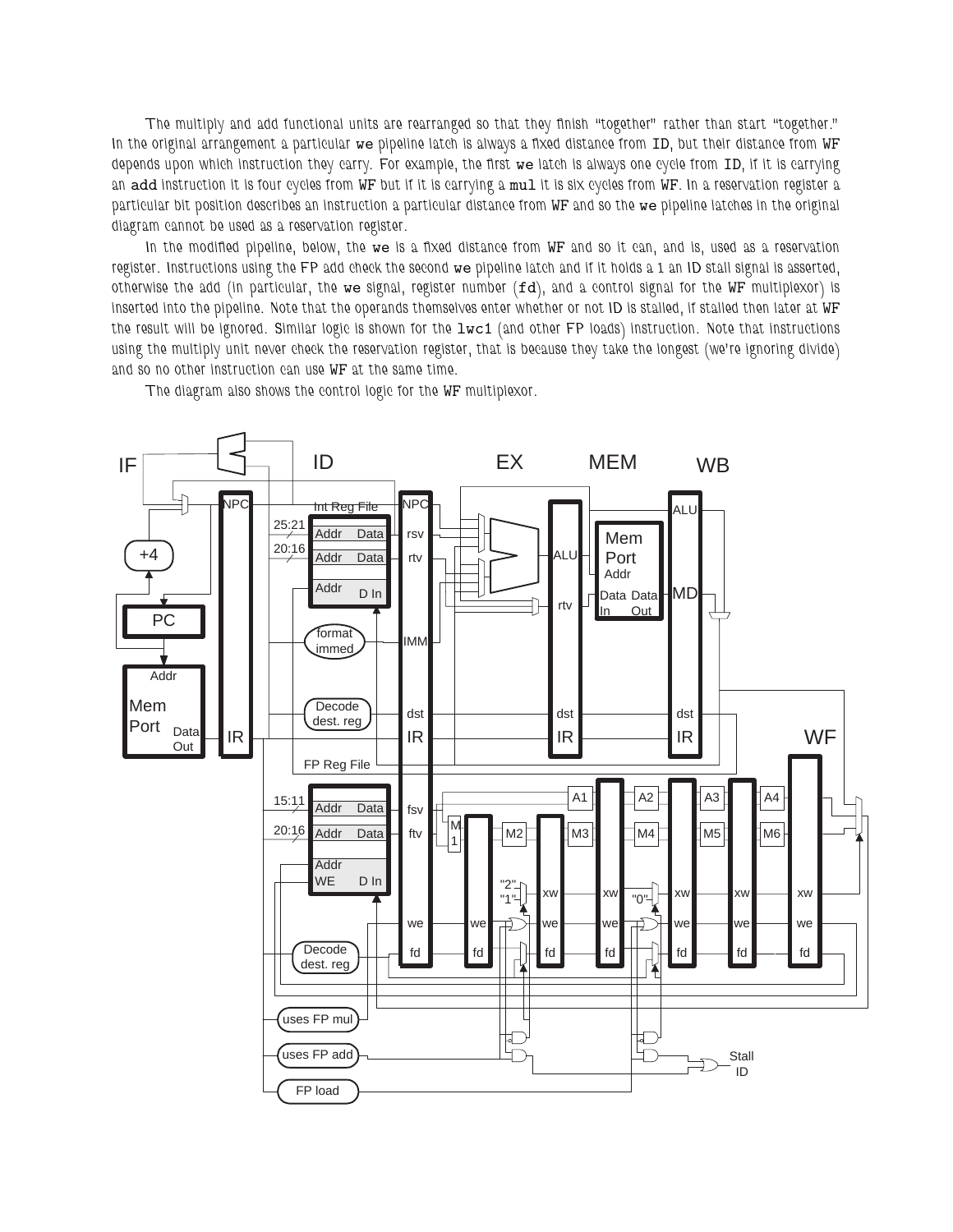The multiply and add functional units are rearranged so that they finish "together" rather than start "together." In the original arrangement a particular `we` pipeline latch is always a fixed distance from ID, but their distance from WF depends upon which instruction they carry. For example, the first `we` latch is always one cycle from ID, if it is carrying an `add` instruction it is four cycles from WF but if it is carrying a `mul` it is six cycles from WF. In a reservation register a particular bit position describes an instruction a particular distance from WF and so the `we` pipeline latches in the original diagram cannot be used as a reservation register.

In the modified pipeline, below, the `we` is a fixed distance from WF and so it can, and is, used as a reservation register. Instructions using the FP add check the second `we` pipeline latch and if it holds a 1 an ID stall signal is asserted, otherwise the add (in particular, the `we` signal, register number (`fd`), and a control signal for the WF multiplexor) is inserted into the pipeline. Note that the operands themselves enter whether or not ID is stalled, if stalled then later at WF the result will be ignored. Similar logic is shown for the `lwc1` (and other FP loads) instruction. Note that instructions using the multiply unit never check the reservation register, that is because they take the longest (we're ignoring divide) and so no other instruction can use WF at the same time.

The diagram also shows the control logic for the WF multiplexor.

IF
ID
EX
MEM
WB
WF
NPC
Int Reg File
25:21
20:16
Addr Data
Addr Data
Addr D In
rsv
rtv
+4
PC
format immed
IMM
Addr
Mem Port
Data Out
IR
Decode dest. reg
dst
ALU
rtv
Mem Port
Addr
Data In
Data Out
ALU
MD
FP Reg File
15:11
20:16
Addr Data
Addr Data
Addr WE D In
fsv
ftv
M1
M2
M3
M4
M5
M6
A1
A2
A3
A4
"2"
"1"
"0"
xw
we
fd
Decode dest. reg
uses FP mul
uses FP add
FP load
Stall ID